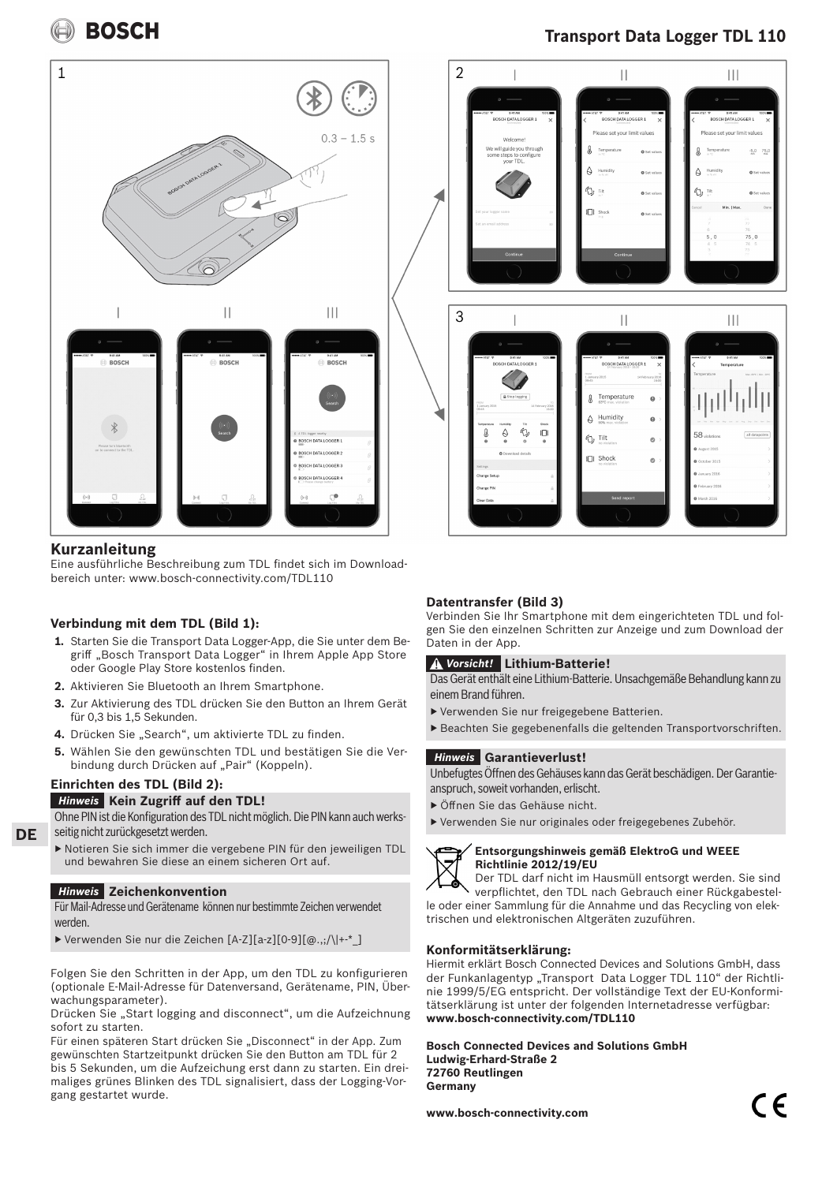# Transport Data Logger TDL 110

## Kurzanleitung

Eine ausführliche Beschreibung zum TDL findet sich im Downloadbereich unter: www.bosch-connectivity.com/TDL110

### Verbindung mit dem TDL (Bild 1):

1. Starten Sie die Transport Data Logger-App, die Sie unter dem Begriff „Bosch Transport Data Logger" in Ihrem Apple App Store oder Google Play Store kostenlos finden.
2. Aktivieren Sie Bluetooth an Ihrem Smartphone.
3. Zur Aktivierung des TDL drücken Sie den Button an Ihrem Gerät für 0,3 bis 1,5 Sekunden.
4. Drücken Sie „Search", um aktivierte TDL zu finden.
5. Wählen Sie den gewünschten TDL und bestätigen Sie die Verbindung durch Drücken auf „Pair" (Koppeln).

### Einrichten des TDL (Bild 2):

**Hinweis Kein Zugriff auf den TDL!**

Ohne PIN ist die Konfiguration des TDL nicht möglich. Die PIN kann auch werksseitig nicht zurückgesetzt werden.

- Notieren Sie sich immer die vergebene PIN für den jeweiligen TDL und bewahren Sie diese an einem sicheren Ort auf.

**Hinweis Zeichenkonvention**

Für Mail-Adresse und Gerätename können nur bestimmte Zeichen verwendet werden.

- Verwenden Sie nur die Zeichen [A-Z][a-z][0-9][@.,;/\|+-*_]

Folgen Sie den Schritten in der App, um den TDL zu konfigurieren (optionale E-Mail-Adresse für Datenversand, Gerätename, PIN, Überwachungsparameter).
Drücken Sie „Start logging and disconnect", um die Aufzeichnung sofort zu starten.
Für einen späteren Start drücken Sie „Disconnect" in der App. Zum gewünschten Startzeitpunkt drücken Sie den Button am TDL für 2 bis 5 Sekunden, um die Aufzeichung erst dann zu starten. Ein dreimaliges grünes Blinken des TDL signalisiert, dass der Logging-Vorgang gestartet wurde.

### Datentransfer (Bild 3)

Verbinden Sie Ihr Smartphone mit dem eingerichteten TDL und folgen Sie den einzelnen Schritten zur Anzeige und zum Download der Daten in der App.

**⚠ Vorsicht! Lithium-Batterie!**

Das Gerät enthält eine Lithium-Batterie. Unsachgemäße Behandlung kann zu einem Brand führen.

- Verwenden Sie nur freigegebene Batterien.
- Beachten Sie gegebenenfalls die geltenden Transportvorschriften.

**Hinweis Garantieverlust!**

Unbefugtes Öffnen des Gehäuses kann das Gerät beschädigen. Der Garantieanspruch, soweit vorhanden, erlischt.

- Öffnen Sie das Gehäuse nicht.
- Verwenden Sie nur originales oder freigegebenes Zubehör.

**Entsorgungshinweis gemäß ElektroG und WEEE Richtlinie 2012/19/EU**

Der TDL darf nicht im Hausmüll entsorgt werden. Sie sind verpflichtet, den TDL nach Gebrauch einer Rückgabestelle oder einer Sammlung für die Annahme und das Recycling von elektrischen und elektronischen Altgeräten zuzuführen.

### Konformitätserklärung:

Hiermit erklärt Bosch Connected Devices and Solutions GmbH, dass der Funkanlagentyp „Transport Data Logger TDL 110" der Richtlinie 1999/5/EG entspricht. Der vollständige Text der EU-Konformitätserklärung ist unter der folgenden Internetadresse verfügbar: **www.bosch-connectivity.com/TDL110**

**Bosch Connected Devices and Solutions GmbH**
**Ludwig-Erhard-Straße 2**
**72760 Reutlingen**
**Germany**

**www.bosch-connectivity.com**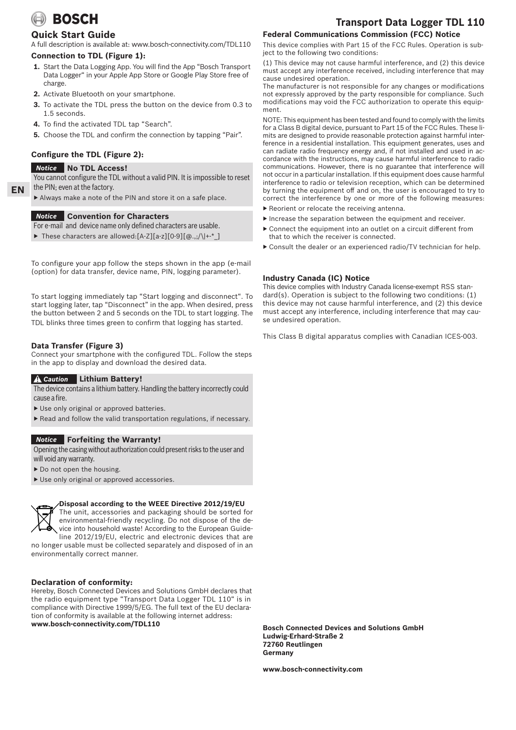# Transport Data Logger TDL 110

## Quick Start Guide

A full description is available at: www.bosch-connectivity.com/TDL110

### Connection to TDL (Figure 1):

1. Start the Data Logging App. You will find the App "Bosch Transport Data Logger" in your Apple App Store or Google Play Store free of charge.
2. Activate Bluetooth on your smartphone.
3. To activate the TDL press the button on the device from 0.3 to 1.5 seconds.
4. To find the activated TDL tap "Search".
5. Choose the TDL and confirm the connection by tapping "Pair".

### Configure the TDL (Figure 2):

**Notice** **No TDL Access!**

You cannot configure the TDL without a valid PIN. It is impossible to reset the PIN; even at the factory.

- Always make a note of the PIN and store it on a safe place.

**Notice** **Convention for Characters**

For e-mail and device name only defined characters are usable.

- These characters are allowed:[A-Z][a-z][0-9][@.,;/\|+-*_]

To configure your app follow the steps shown in the app (e-mail (option) for data transfer, device name, PIN, logging parameter).

To start logging immediately tap "Start logging and disconnect". To start logging later, tap "Disconnect" in the app. When desired, press the button between 2 and 5 seconds on the TDL to start logging. The TDL blinks three times green to confirm that logging has started.

### Data Transfer (Figure 3)

Connect your smartphone with the configured TDL. Follow the steps in the app to display and download the desired data.

**Caution** **Lithium Battery!**

The device contains a lithium battery. Handling the battery incorrectly could cause a fire.

- Use only original or approved batteries.
- Read and follow the valid transportation regulations, if necessary.

**Notice** **Forfeiting the Warranty!**

Opening the casing without authorization could present risks to the user and will void any warranty.

- Do not open the housing.
- Use only original or approved accessories.

**Disposal according to the WEEE Directive 2012/19/EU**

The unit, accessories and packaging should be sorted for environmental-friendly recycling. Do not dispose of the device into household waste! According to the European Guideline 2012/19/EU, electric and electronic devices that are no longer usable must be collected separately and disposed of in an environmentally correct manner.

### Declaration of conformity:

Hereby, Bosch Connected Devices and Solutions GmbH declares that the radio equipment type "Transport Data Logger TDL 110" is in compliance with Directive 1999/5/EG. The full text of the EU declaration of conformity is available at the following internet address:
**www.bosch-connectivity.com/TDL110**

### Federal Communications Commission (FCC) Notice

This device complies with Part 15 of the FCC Rules. Operation is subject to the following two conditions:

(1) This device may not cause harmful interference, and (2) this device must accept any interference received, including interference that may cause undesired operation.

The manufacturer is not responsible for any changes or modifications not expressly approved by the party responsible for compliance. Such modifications may void the FCC authorization to operate this equipment.

NOTE: This equipment has been tested and found to comply with the limits for a Class B digital device, pursuant to Part 15 of the FCC Rules. These limits are designed to provide reasonable protection against harmful interference in a residential installation. This equipment generates, uses and can radiate radio frequency energy and, if not installed and used in accordance with the instructions, may cause harmful interference to radio communications. However, there is no guarantee that interference will not occur in a particular installation. If this equipment does cause harmful interference to radio or television reception, which can be determined by turning the equipment off and on, the user is encouraged to try to correct the interference by one or more of the following measures:

- Reorient or relocate the receiving antenna.
- Increase the separation between the equipment and receiver.
- Connect the equipment into an outlet on a circuit different from that to which the receiver is connected.
- Consult the dealer or an experienced radio/TV technician for help.

### Industry Canada (IC) Notice

This device complies with Industry Canada license-exempt RSS standard(s). Operation is subject to the following two conditions: (1) this device may not cause harmful interference, and (2) this device must accept any interference, including interference that may cause undesired operation.

This Class B digital apparatus complies with Canadian ICES-003.

**Bosch Connected Devices and Solutions GmbH**
**Ludwig-Erhard-Straße 2**
**72760 Reutlingen**
**Germany**

**www.bosch-connectivity.com**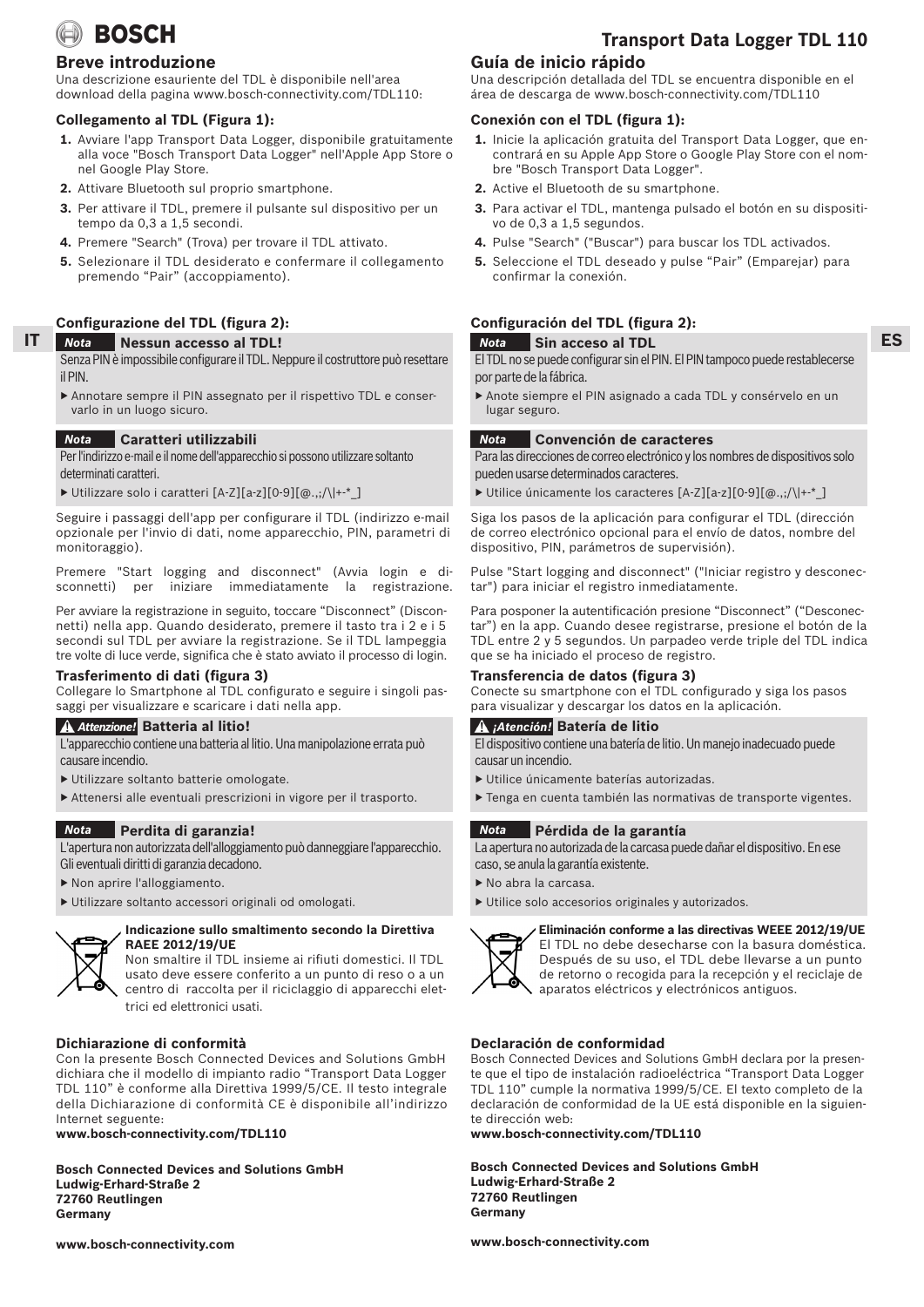# Transport Data Logger TDL 110

## Breve introduzione

Una descrizione esauriente del TDL è disponibile nell'area download della pagina www.bosch-connectivity.com/TDL110:

### Collegamento al TDL (Figura 1):

1. Avviare l'app Transport Data Logger, disponibile gratuitamente alla voce "Bosch Transport Data Logger" nell'Apple App Store o nel Google Play Store.
2. Attivare Bluetooth sul proprio smartphone.
3. Per attivare il TDL, premere il pulsante sul dispositivo per un tempo da 0,3 a 1,5 secondi.
4. Premere "Search" (Trova) per trovare il TDL attivato.
5. Selezionare il TDL desiderato e confermare il collegamento premendo “Pair” (accoppiamento).

### Configurazione del TDL (figura 2):

**Nota** **Nessun accesso al TDL!**

Senza PIN è impossibile configurare il TDL. Neppure il costruttore può resettare il PIN.

- Annotare sempre il PIN assegnato per il rispettivo TDL e conservarlo in un luogo sicuro.

**Nota** **Caratteri utilizzabili**

Per l'indirizzo e-mail e il nome dell'apparecchio si possono utilizzare soltanto determinati caratteri.

- Utilizzare solo i caratteri [A-Z][a-z][0-9][@.,;/\|+-*_]

Seguire i passaggi dell'app per configurare il TDL (indirizzo e-mail opzionale per l'invio di dati, nome apparecchio, PIN, parametri di monitoraggio).

Premere "Start logging and disconnect" (Avvia login e disconnetti) per iniziare immediatamente la registrazione.

Per avviare la registrazione in seguito, toccare “Disconnect” (Disconnetti) nella app. Quando desiderato, premere il tasto tra i 2 e i 5 secondi sul TDL per avviare la registrazione. Se il TDL lampeggia tre volte di luce verde, significa che è stato avviato il processo di login.

### Trasferimento di dati (figura 3)

Collegare lo Smartphone al TDL configurato e seguire i singoli passaggi per visualizzare e scaricare i dati nella app.

**Attenzione!** **Batteria al litio!**

L'apparecchio contiene una batteria al litio. Una manipolazione errata può causare incendio.

- Utilizzare soltanto batterie omologate.
- Attenersi alle eventuali prescrizioni in vigore per il trasporto.

**Nota** **Perdita di garanzia!**

L'apertura non autorizzata dell'alloggiamento può danneggiare l'apparecchio. Gli eventuali diritti di garanzia decadono.

- Non aprire l'alloggiamento.
- Utilizzare soltanto accessori originali od omologati.

**Indicazione sullo smaltimento secondo la Direttiva RAEE 2012/19/UE**

Non smaltire il TDL insieme ai rifiuti domestici. Il TDL usato deve essere conferito a un punto di reso o a un centro di raccolta per il riciclaggio di apparecchi elettrici ed elettronici usati.

### Dichiarazione di conformità

Con la presente Bosch Connected Devices and Solutions GmbH dichiara che il modello di impianto radio “Transport Data Logger TDL 110” è conforme alla Direttiva 1999/5/CE. Il testo integrale della Dichiarazione di conformità CE è disponibile all’indirizzo Internet seguente:

**www.bosch-connectivity.com/TDL110**

**Bosch Connected Devices and Solutions GmbH**
**Ludwig-Erhard-Straße 2**
**72760 Reutlingen**
**Germany**

**www.bosch-connectivity.com**

## Guía de inicio rápido

Una descripción detallada del TDL se encuentra disponible en el área de descarga de www.bosch-connectivity.com/TDL110

### Conexión con el TDL (figura 1):

1. Inicie la aplicación gratuita del Transport Data Logger, que encontrará en su Apple App Store o Google Play Store con el nombre "Bosch Transport Data Logger".
2. Active el Bluetooth de su smartphone.
3. Para activar el TDL, mantenga pulsado el botón en su dispositivo de 0,3 a 1,5 segundos.
4. Pulse "Search" ("Buscar") para buscar los TDL activados.
5. Seleccione el TDL deseado y pulse “Pair” (Emparejar) para confirmar la conexión.

### Configuración del TDL (figura 2):

**Nota** **Sin acceso al TDL**

El TDL no se puede configurar sin el PIN. El PIN tampoco puede restablecerse por parte de la fábrica.

- Anote siempre el PIN asignado a cada TDL y consérvelo en un lugar seguro.

**Nota** **Convención de caracteres**

Para las direcciones de correo electrónico y los nombres de dispositivos solo pueden usarse determinados caracteres.

- Utilice únicamente los caracteres [A-Z][a-z][0-9][@.,;/\|+-*_]

Siga los pasos de la aplicación para configurar el TDL (dirección de correo electrónico opcional para el envío de datos, nombre del dispositivo, PIN, parámetros de supervisión).

Pulse "Start logging and disconnect" ("Iniciar registro y desconectar") para iniciar el registro inmediatamente.

Para posponer la autentificación presione “Disconnect” (“Desconectar”) en la app. Cuando desee registrarse, presione el botón de la TDL entre 2 y 5 segundos. Un parpadeo verde triple del TDL indica que se ha iniciado el proceso de registro.

### Transferencia de datos (figura 3)

Conecte su smartphone con el TDL configurado y siga los pasos para visualizar y descargar los datos en la aplicación.

**¡Atención!** **Batería de litio**

El dispositivo contiene una batería de litio. Un manejo inadecuado puede causar un incendio.

- Utilice únicamente baterías autorizadas.
- Tenga en cuenta también las normativas de transporte vigentes.

**Nota** **Pérdida de la garantía**

La apertura no autorizada de la carcasa puede dañar el dispositivo. En ese caso, se anula la garantía existente.

- No abra la carcasa.
- Utilice solo accesorios originales y autorizados.

**Eliminación conforme a las directivas WEEE 2012/19/UE**

El TDL no debe desecharse con la basura doméstica. Después de su uso, el TDL debe llevarse a un punto de retorno o recogida para la recepción y el reciclaje de aparatos eléctricos y electrónicos antiguos.

### Declaración de conformidad

Bosch Connected Devices and Solutions GmbH declara por la presente que el tipo de instalación radioeléctrica “Transport Data Logger TDL 110” cumple la normativa 1999/5/CE. El texto completo de la declaración de conformidad de la UE está disponible en la siguiente dirección web:

**www.bosch-connectivity.com/TDL110**

**Bosch Connected Devices and Solutions GmbH**
**Ludwig-Erhard-Straße 2**
**72760 Reutlingen**
**Germany**

**www.bosch-connectivity.com**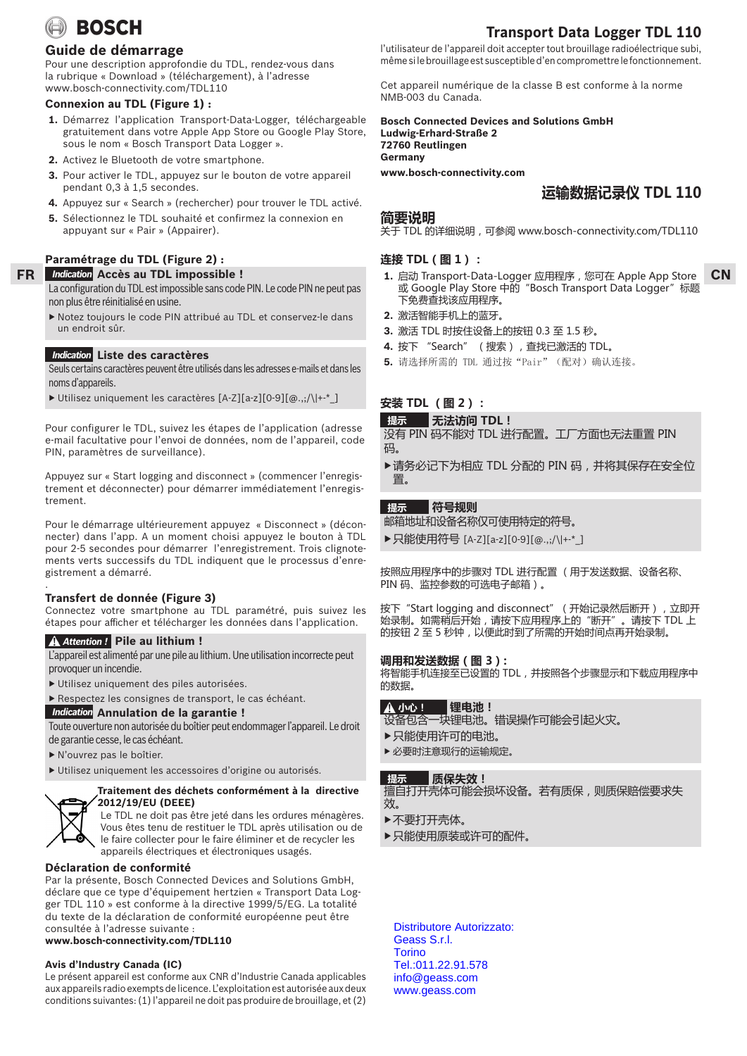BOSCH

## Guide de démarrage

Pour une description approfondie du TDL, rendez-vous dans la rubrique « Download » (téléchargement), à l'adresse www.bosch-connectivity.com/TDL110

### Connexion au TDL (Figure 1) :

1. Démarrez l'application Transport-Data-Logger, téléchargeable gratuitement dans votre Apple App Store ou Google Play Store, sous le nom « Bosch Transport Data Logger ».
2. Activez le Bluetooth de votre smartphone.
3. Pour activer le TDL, appuyez sur le bouton de votre appareil pendant 0,3 à 1,5 secondes.
4. Appuyez sur « Search » (rechercher) pour trouver le TDL activé.
5. Sélectionnez le TDL souhaité et confirmez la connexion en appuyant sur « Pair » (Appairer).

FR

### Paramétrage du TDL (Figure 2) :

**Indication** **Accès au TDL impossible !**

La configuration du TDL est impossible sans code PIN. Le code PIN ne peut pas non plus être réinitialisé en usine.

- Notez toujours le code PIN attribué au TDL et conservez-le dans un endroit sûr.

**Indication** **Liste des caractères**

Seuls certains caractères peuvent être utilisés dans les adresses e-mails et dans les noms d'appareils.

- Utilisez uniquement les caractères [A-Z][a-z][0-9][@.,;/\|+-*_]

Pour configurer le TDL, suivez les étapes de l'application (adresse e-mail facultative pour l'envoi de données, nom de l'appareil, code PIN, paramètres de surveillance).

Appuyez sur « Start logging and disconnect » (commencer l'enregistrement et déconnecter) pour démarrer immédiatement l'enregistrement.

Pour le démarrage ultérieurement appuyez « Disconnect » (déconnecter) dans l'app. A un moment choisi appuyez le bouton à TDL pour 2-5 secondes pour démarrer l'enregistrement. Trois clignotements verts successifs du TDL indiquent que le processus d'enregistrement a démarré.

.

### Transfert de donnée (Figure 3)

Connectez votre smartphone au TDL paramétré, puis suivez les étapes pour afficher et télécharger les données dans l'application.

**Attention !** **Pile au lithium !**

L'appareil est alimenté par une pile au lithium. Une utilisation incorrecte peut provoquer un incendie.

- Utilisez uniquement des piles autorisées.
- Respectez les consignes de transport, le cas échéant.

**Indication** **Annulation de la garantie !**

Toute ouverture non autorisée du boîtier peut endommager l'appareil. Le droit de garantie cesse, le cas échéant.

- N'ouvrez pas le boîtier.
- Utilisez uniquement les accessoires d'origine ou autorisés.

**Traitement des déchets conformément à la directive 2012/19/EU (DEEE)**

Le TDL ne doit pas être jeté dans les ordures ménagères. Vous êtes tenu de restituer le TDL après utilisation ou de le faire collecter pour le faire éliminer et de recycler les appareils électriques et électroniques usagés.

### Déclaration de conformité

Par la présente, Bosch Connected Devices and Solutions GmbH, déclare que ce type d'équipement hertzien « Transport Data Logger TDL 110 » est conforme à la directive 1999/5/EG. La totalité du texte de la déclaration de conformité européenne peut être consultée à l'adresse suivante :
**www.bosch-connectivity.com/TDL110**

### Avis d'Industry Canada (IC)

Le présent appareil est conforme aux CNR d'Industrie Canada applicables aux appareils radio exempts de licence. L'exploitation est autorisée aux deux conditions suivantes: (1) l'appareil ne doit pas produire de brouillage, et (2) l'utilisateur de l'appareil doit accepter tout brouillage radioélectrique subi, même si le brouillage est susceptible d'en compromettre le fonctionnement.

Cet appareil numérique de la classe B est conforme à la norme NMB-003 du Canada.

**Bosch Connected Devices and Solutions GmbH**
**Ludwig-Erhard-Straße 2**
**72760 Reutlingen**
**Germany**

**www.bosch-connectivity.com**

# Transport Data Logger TDL 110

# 运输数据记录仪 TDL 110

## 简要说明

关于 TDL 的详细说明，可参阅 www.bosch-connectivity.com/TDL110

CN

### 连接 TDL（图 1）：

1. 启动 Transport-Data-Logger 应用程序，您可在 Apple App Store 或 Google Play Store 中的 "Bosch Transport Data Logger" 标题下免费查找该应用程序。
2. 激活智能手机上的蓝牙。
3. 激活 TDL 时按住设备上的按钮 0.3 至 1.5 秒。
4. 按下 "Search" （搜索），查找已激活的 TDL。
5. 请选择所需的 TDL 通过按 "Pair" （配对）确认连接。

### 安装 TDL （图 2）：

**提示** **无法访问 TDL！**

没有 PIN 码不能对 TDL 进行配置。工厂方面也无法重置 PIN 码。

- 请务必记下为相应 TDL 分配的 PIN 码，并将其保存在安全位置。

**提示** **符号规则**

邮箱地址和设备名称仅可使用特定的符号。

- 只能使用符号 [A-Z][a-z][0-9][@.,;/\|+-*_]

按照应用程序中的步骤对 TDL 进行配置（用于发送数据、设备名称、PIN 码、监控参数的可选电子邮箱）。

按下 "Start logging and disconnect" （开始记录然后断开），立即开始录制。如需稍后开始，请按下应用程序上的 "断开"。请按下 TDL 上的按钮 2 至 5 秒钟，以便此时到了所需的开始时间点再开始录制。

### 调用和发送数据（图 3）：

将智能手机连接至已设置的 TDL，并按照各个步骤显示和下载应用程序中的数据。

**小心！** **锂电池！**

设备包含一块锂电池。错误操作可能会引起火灾。

- 只能使用许可的电池。
- 必要时注意现行的运输规定。

**提示** **质保失效！**

擅自打开壳体可能会损坏设备。若有质保，则质保赔偿要求失效。

- 不要打开壳体。
- 只能使用原装或许可的配件。

Distributore Autorizzato:
Geass S.r.l.
Torino
Tel.:011.22.91.578
info@geass.com
www.geass.com